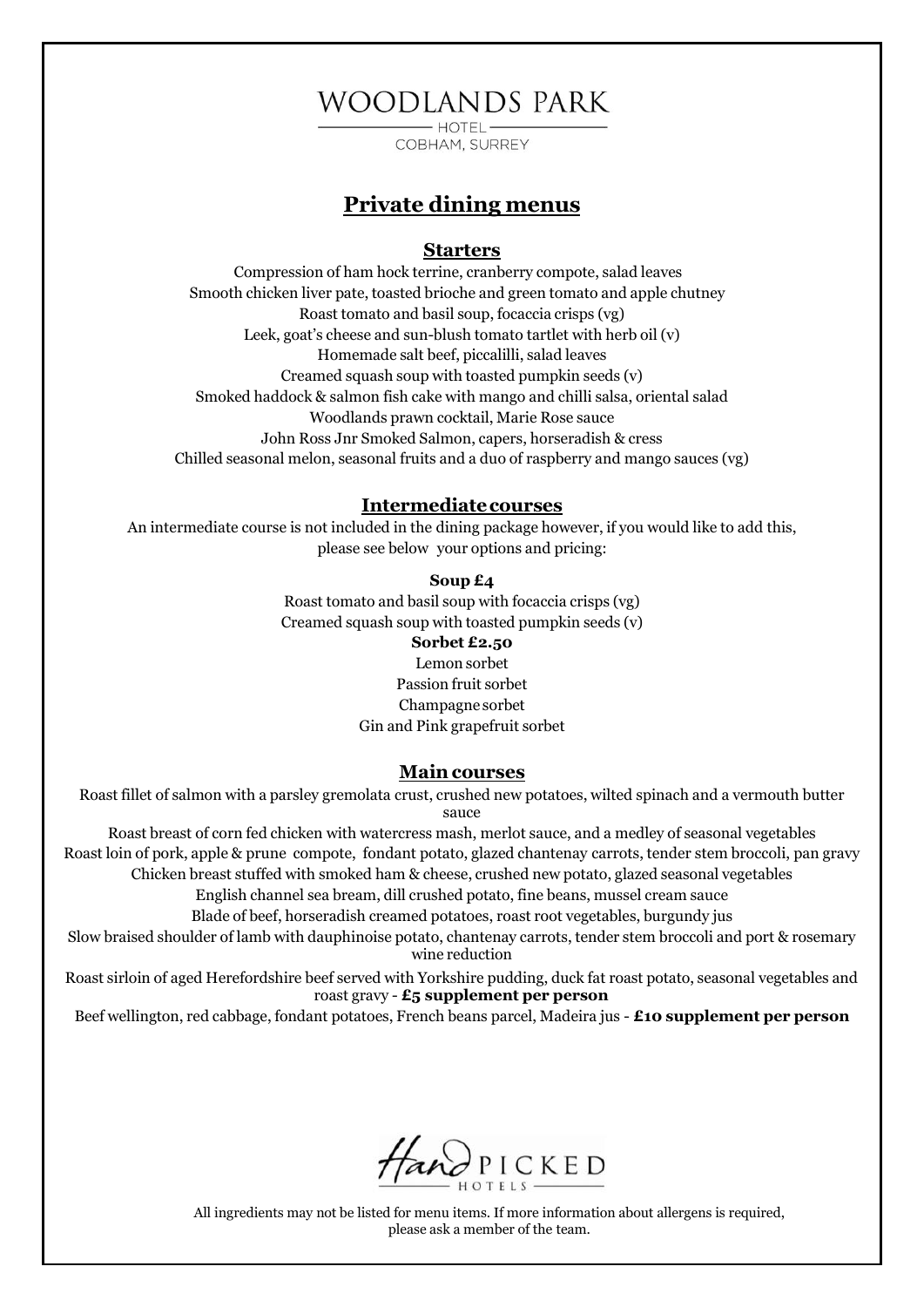# WOODLANDS PARK

HOTEL

COBHAM, SURREY

## Private dining menus

### Starters

Compression of ham hock terrine, cranberry compote, salad leaves
Smooth chicken liver pate, toasted brioche and green tomato and apple chutney
Roast tomato and basil soup, focaccia crisps (vg)
Leek, goat's cheese and sun-blush tomato tartlet with herb oil (v)
Homemade salt beef, piccalilli, salad leaves
Creamed squash soup with toasted pumpkin seeds (v)
Smoked haddock & salmon fish cake with mango and chilli salsa, oriental salad
Woodlands prawn cocktail, Marie Rose sauce
John Ross Jnr Smoked Salmon, capers, horseradish & cress
Chilled seasonal melon, seasonal fruits and a duo of raspberry and mango sauces (vg)

### Intermediate courses

An intermediate course is not included in the dining package however, if you would like to add this, please see below your options and pricing:

**Soup £4**

Roast tomato and basil soup with focaccia crisps (vg)
Creamed squash soup with toasted pumpkin seeds (v)

**Sorbet £2.50**

Lemon sorbet
Passion fruit sorbet
Champagne sorbet
Gin and Pink grapefruit sorbet

### Main courses

Roast fillet of salmon with a parsley gremolata crust, crushed new potatoes, wilted spinach and a vermouth butter sauce
Roast breast of corn fed chicken with watercress mash, merlot sauce, and a medley of seasonal vegetables
Roast loin of pork, apple & prune compote, fondant potato, glazed chantenay carrots, tender stem broccoli, pan gravy
Chicken breast stuffed with smoked ham & cheese, crushed new potato, glazed seasonal vegetables
English channel sea bream, dill crushed potato, fine beans, mussel cream sauce
Blade of beef, horseradish creamed potatoes, roast root vegetables, burgundy jus
Slow braised shoulder of lamb with dauphinoise potato, chantenay carrots, tender stem broccoli and port & rosemary wine reduction
Roast sirloin of aged Herefordshire beef served with Yorkshire pudding, duck fat roast potato, seasonal vegetables and roast gravy - **£5 supplement per person**
Beef wellington, red cabbage, fondant potatoes, French beans parcel, Madeira jus - **£10 supplement per person**

Hand PICKED HOTELS

All ingredients may not be listed for menu items. If more information about allergens is required, please ask a member of the team.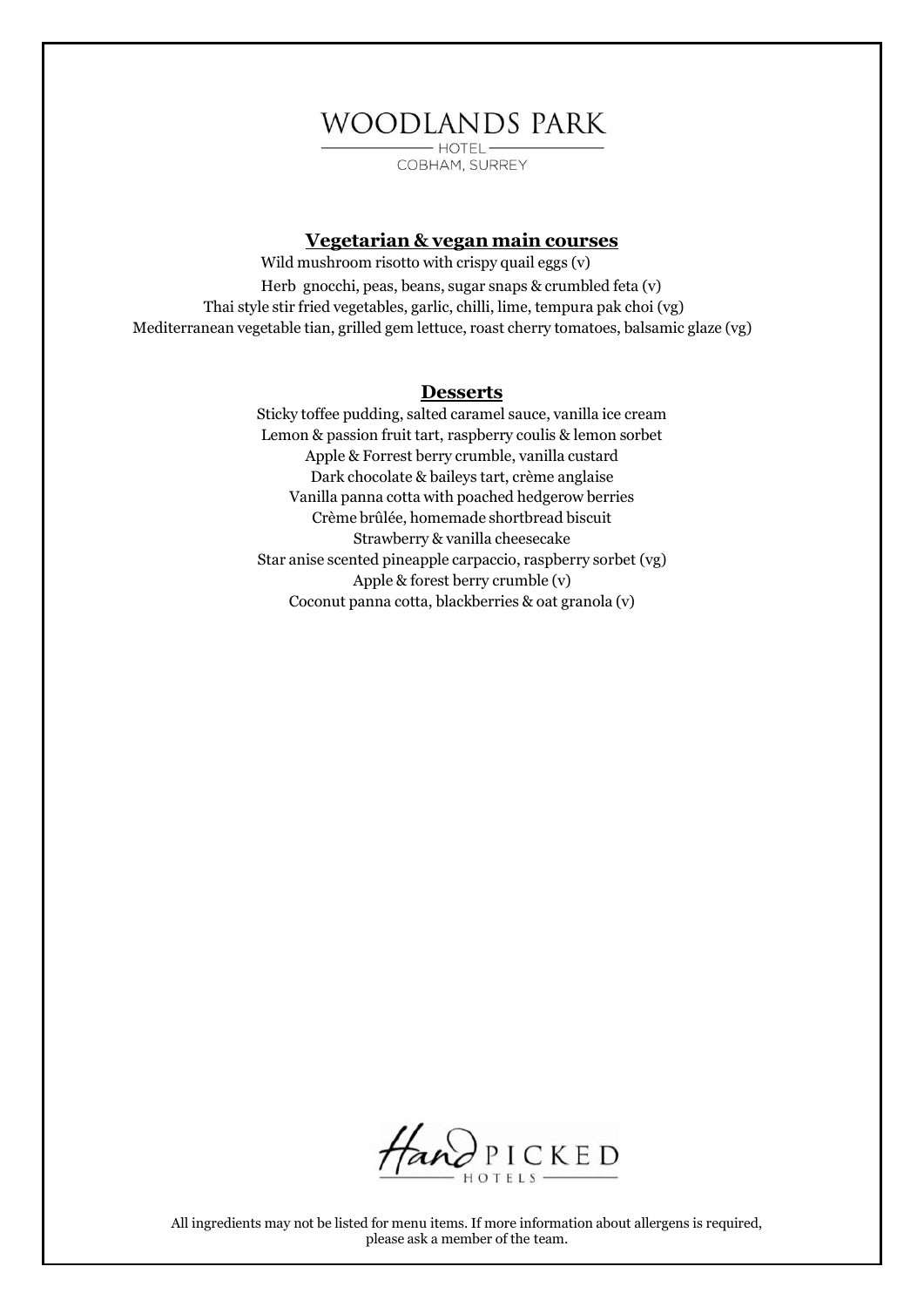# WOODLANDS PARK

HOTEL

COBHAM, SURREY

## Vegetarian & vegan main courses

Wild mushroom risotto with crispy quail eggs (v)

Herb gnocchi, peas, beans, sugar snaps & crumbled feta (v)

Thai style stir fried vegetables, garlic, chilli, lime, tempura pak choi (vg)

Mediterranean vegetable tian, grilled gem lettuce, roast cherry tomatoes, balsamic glaze (vg)

## Desserts

Sticky toffee pudding, salted caramel sauce, vanilla ice cream

Lemon & passion fruit tart, raspberry coulis & lemon sorbet

Apple & Forrest berry crumble, vanilla custard

Dark chocolate & baileys tart, crème anglaise

Vanilla panna cotta with poached hedgerow berries

Crème brûlée, homemade shortbread biscuit

Strawberry & vanilla cheesecake

Star anise scented pineapple carpaccio, raspberry sorbet (vg)

Apple & forest berry crumble (v)

Coconut panna cotta, blackberries & oat granola (v)

Hand PICKED HOTELS

All ingredients may not be listed for menu items. If more information about allergens is required, please ask a member of the team.